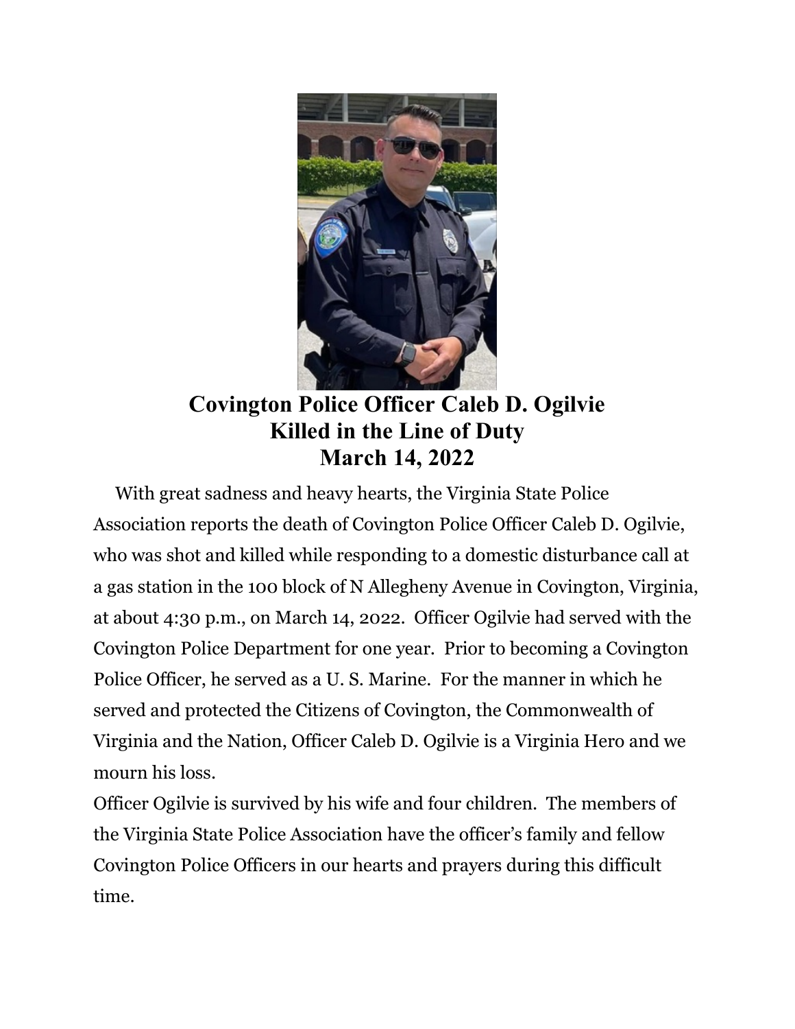# Covington Police Officer Caleb D. Ogilvie
# Killed in the Line of Duty
# March 14, 2022

With great sadness and heavy hearts, the Virginia State Police Association reports the death of Covington Police Officer Caleb D. Ogilvie, who was shot and killed while responding to a domestic disturbance call at a gas station in the 100 block of N Allegheny Avenue in Covington, Virginia, at about 4:30 p.m., on March 14, 2022. Officer Ogilvie had served with the Covington Police Department for one year. Prior to becoming a Covington Police Officer, he served as a U. S. Marine. For the manner in which he served and protected the Citizens of Covington, the Commonwealth of Virginia and the Nation, Officer Caleb D. Ogilvie is a Virginia Hero and we mourn his loss.

Officer Ogilvie is survived by his wife and four children. The members of the Virginia State Police Association have the officer's family and fellow Covington Police Officers in our hearts and prayers during this difficult time.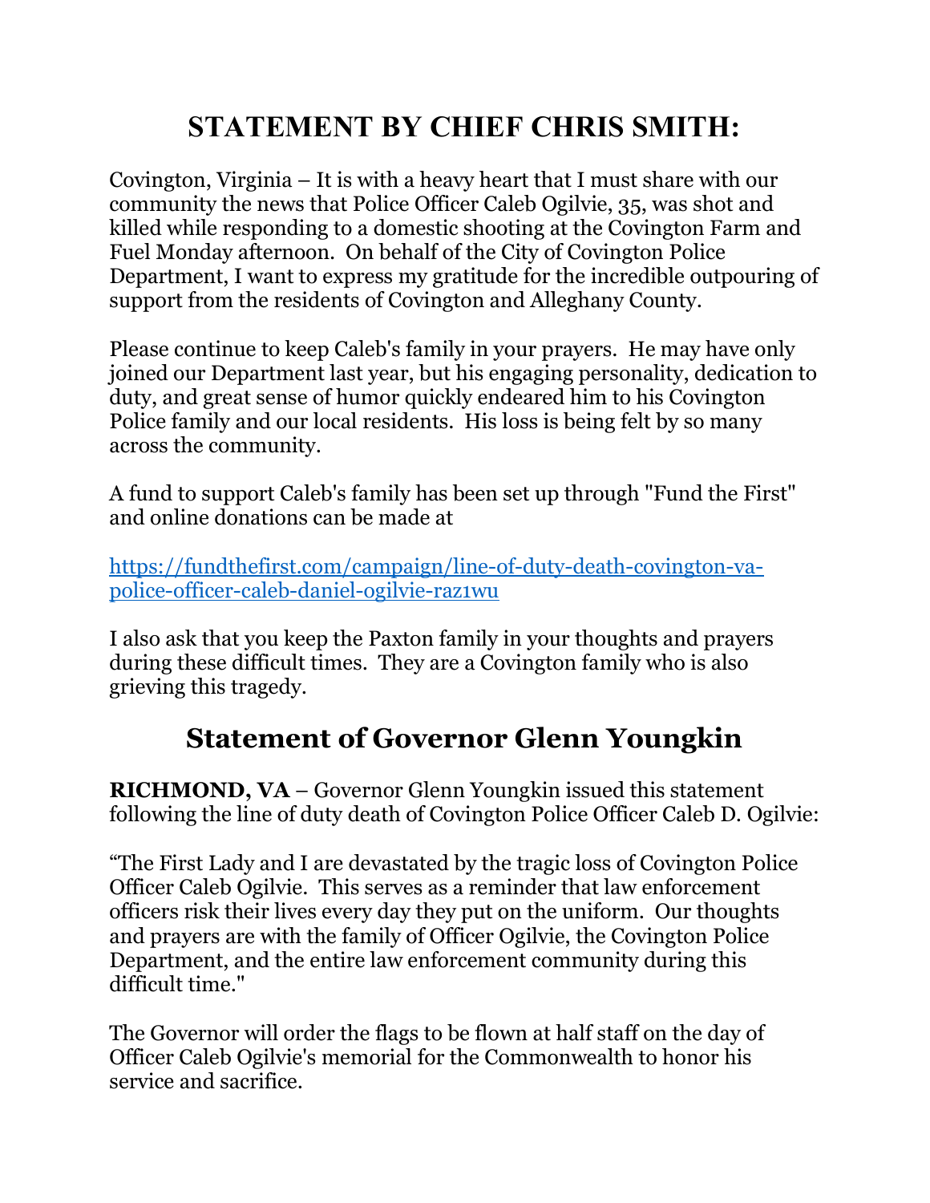# STATEMENT BY CHIEF CHRIS SMITH:

Covington, Virginia – It is with a heavy heart that I must share with our community the news that Police Officer Caleb Ogilvie, 35, was shot and killed while responding to a domestic shooting at the Covington Farm and Fuel Monday afternoon. On behalf of the City of Covington Police Department, I want to express my gratitude for the incredible outpouring of support from the residents of Covington and Alleghany County.

Please continue to keep Caleb's family in your prayers. He may have only joined our Department last year, but his engaging personality, dedication to duty, and great sense of humor quickly endeared him to his Covington Police family and our local residents. His loss is being felt by so many across the community.

A fund to support Caleb's family has been set up through "Fund the First" and online donations can be made at

[https://fundthefirst.com/campaign/line-of-duty-death-covington-va-police-officer-caleb-daniel-ogilvie-raz1wu](https://fundthefirst.com/campaign/line-of-duty-death-covington-va-police-officer-caleb-daniel-ogilvie-raz1wu)

I also ask that you keep the Paxton family in your thoughts and prayers during these difficult times. They are a Covington family who is also grieving this tragedy.

# Statement of Governor Glenn Youngkin

**RICHMOND, VA** – Governor Glenn Youngkin issued this statement following the line of duty death of Covington Police Officer Caleb D. Ogilvie:

“The First Lady and I are devastated by the tragic loss of Covington Police Officer Caleb Ogilvie. This serves as a reminder that law enforcement officers risk their lives every day they put on the uniform. Our thoughts and prayers are with the family of Officer Ogilvie, the Covington Police Department, and the entire law enforcement community during this difficult time."

The Governor will order the flags to be flown at half staff on the day of Officer Caleb Ogilvie's memorial for the Commonwealth to honor his service and sacrifice.